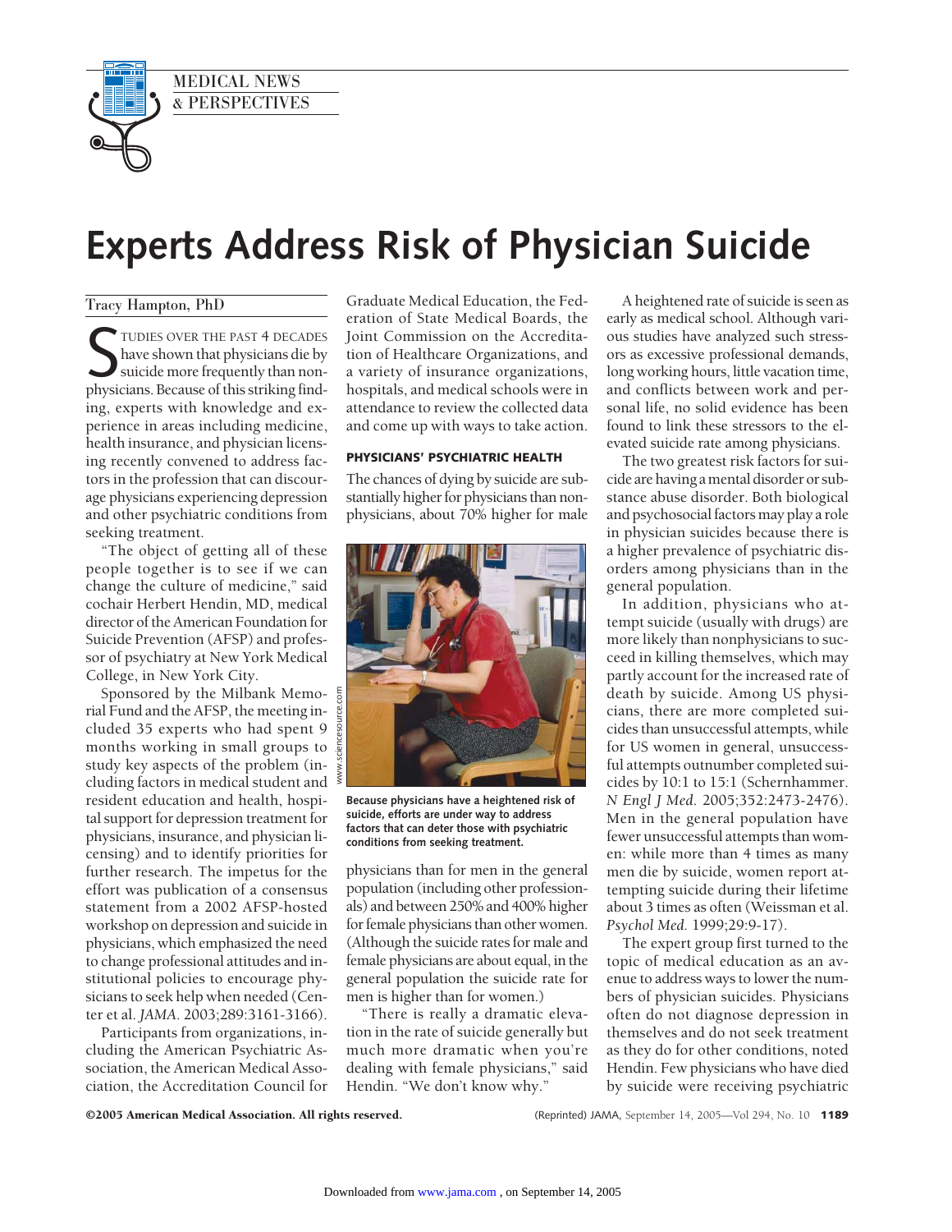MEDICAL NEWS & PERSPECTIVES

# Experts Address Risk of Physician Suicide

Tracy Hampton, PhD

STUDIES OVER THE PAST 4 DECADES have shown that physicians die by suicide more frequently than nonphysicians. Because of this striking finding, experts with knowledge and experience in areas including medicine, health insurance, and physician licensing recently convened to address factors in the profession that can discourage physicians experiencing depression and other psychiatric conditions from seeking treatment.

"The object of getting all of these people together is to see if we can change the culture of medicine," said cochair Herbert Hendin, MD, medical director of the American Foundation for Suicide Prevention (AFSP) and professor of psychiatry at New York Medical College, in New York City.

Sponsored by the Milbank Memorial Fund and the AFSP, the meeting included 35 experts who had spent 9 months working in small groups to study key aspects of the problem (including factors in medical student and resident education and health, hospital support for depression treatment for physicians, insurance, and physician licensing) and to identify priorities for further research. The impetus for the effort was publication of a consensus statement from a 2002 AFSP-hosted workshop on depression and suicide in physicians, which emphasized the need to change professional attitudes and institutional policies to encourage physicians to seek help when needed (Center et al. *JAMA*. 2003;289:3161-3166).

Participants from organizations, including the American Psychiatric Association, the American Medical Association, the Accreditation Council for Graduate Medical Education, the Federation of State Medical Boards, the Joint Commission on the Accreditation of Healthcare Organizations, and a variety of insurance organizations, hospitals, and medical schools were in attendance to review the collected data and come up with ways to take action.

## PHYSICIANS' PSYCHIATRIC HEALTH

The chances of dying by suicide are substantially higher for physicians than nonphysicians, about 70% higher for male physicians than for men in the general population (including other professionals) and between 250% and 400% higher for female physicians than other women. (Although the suicide rates for male and female physicians are about equal, in the general population the suicide rate for men is higher than for women.)

"There is really a dramatic elevation in the rate of suicide generally but much more dramatic when you're dealing with female physicians," said Hendin. "We don't know why."

Because physicians have a heightened risk of suicide, efforts are under way to address factors that can deter those with psychiatric conditions from seeking treatment.

A heightened rate of suicide is seen as early as medical school. Although various studies have analyzed such stressors as excessive professional demands, long working hours, little vacation time, and conflicts between work and personal life, no solid evidence has been found to link these stressors to the elevated suicide rate among physicians.

The two greatest risk factors for suicide are having a mental disorder or substance abuse disorder. Both biological and psychosocial factors may play a role in physician suicides because there is a higher prevalence of psychiatric disorders among physicians than in the general population.

In addition, physicians who attempt suicide (usually with drugs) are more likely than nonphysicians to succeed in killing themselves, which may partly account for the increased rate of death by suicide. Among US physicians, there are more completed suicides than unsuccessful attempts, while for US women in general, unsuccessful attempts outnumber completed suicides by 10:1 to 15:1 (Schernhammer. *N Engl J Med*. 2005;352:2473-2476). Men in the general population have fewer unsuccessful attempts than women: while more than 4 times as many men die by suicide, women report attempting suicide during their lifetime about 3 times as often (Weissman et al. *Psychol Med*. 1999;29:9-17).

The expert group first turned to the topic of medical education as an avenue to address ways to lower the numbers of physician suicides. Physicians often do not diagnose depression in themselves and do not seek treatment as they do for other conditions, noted Hendin. Few physicians who have died by suicide were receiving psychiatric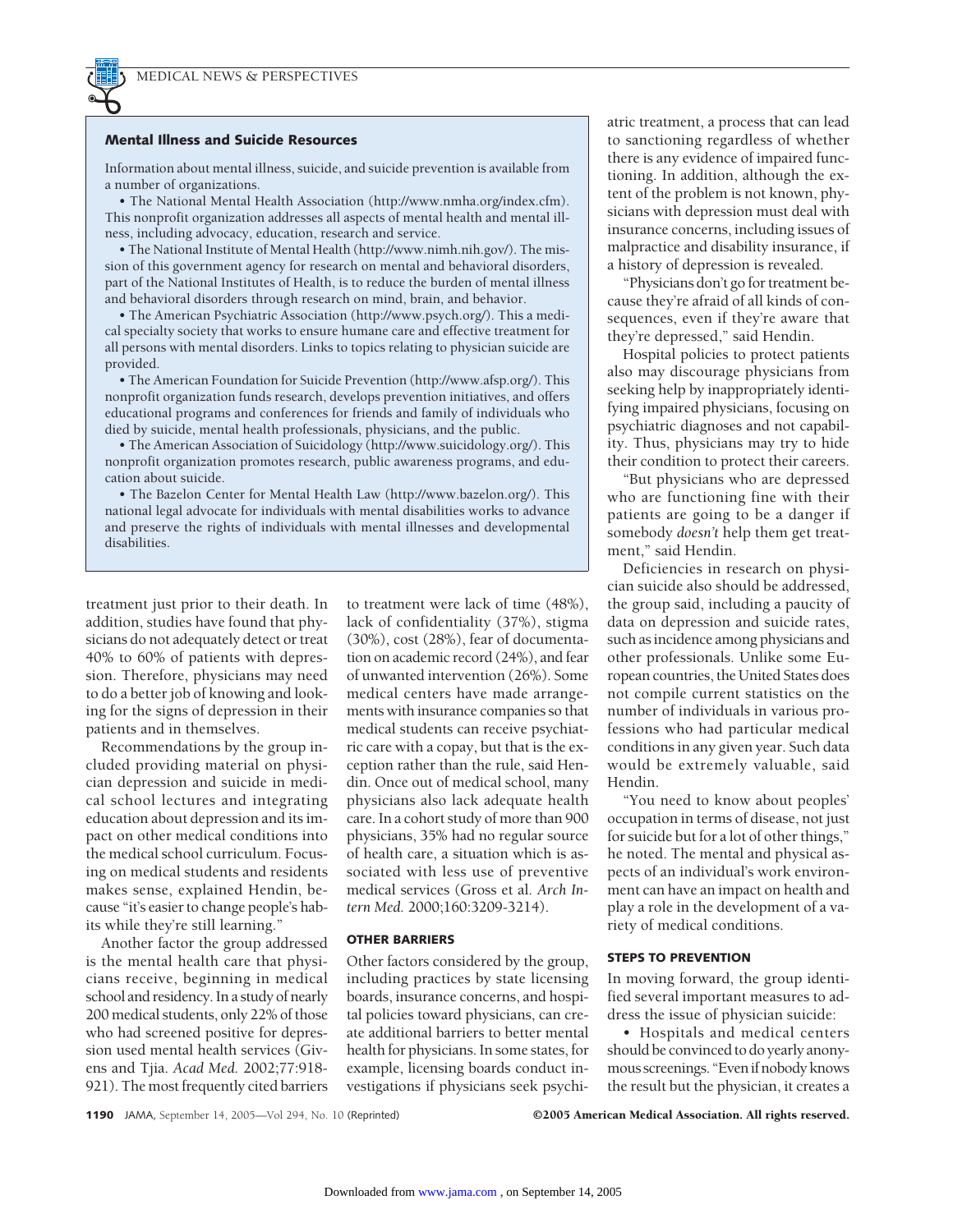## Mental Illness and Suicide Resources

Information about mental illness, suicide, and suicide prevention is available from a number of organizations.

- The National Mental Health Association (http://www.nmha.org/index.cfm). This nonprofit organization addresses all aspects of mental health and mental illness, including advocacy, education, research and service.
- The National Institute of Mental Health (http://www.nimh.nih.gov/). The mission of this government agency for research on mental and behavioral disorders, part of the National Institutes of Health, is to reduce the burden of mental illness and behavioral disorders through research on mind, brain, and behavior.
- The American Psychiatric Association (http://www.psych.org/). This a medical specialty society that works to ensure humane care and effective treatment for all persons with mental disorders. Links to topics relating to physician suicide are provided.
- The American Foundation for Suicide Prevention (http://www.afsp.org/). This nonprofit organization funds research, develops prevention initiatives, and offers educational programs and conferences for friends and family of individuals who died by suicide, mental health professionals, physicians, and the public.
- The American Association of Suicidology (http://www.suicidology.org/). This nonprofit organization promotes research, public awareness programs, and education about suicide.
- The Bazelon Center for Mental Health Law (http://www.bazelon.org/). This national legal advocate for individuals with mental disabilities works to advance and preserve the rights of individuals with mental illnesses and developmental disabilities.

treatment just prior to their death. In addition, studies have found that physicians do not adequately detect or treat 40% to 60% of patients with depression. Therefore, physicians may need to do a better job of knowing and looking for the signs of depression in their patients and in themselves.

Recommendations by the group included providing material on physician depression and suicide in medical school lectures and integrating education about depression and its impact on other medical conditions into the medical school curriculum. Focusing on medical students and residents makes sense, explained Hendin, because "it's easier to change people's habits while they're still learning."

Another factor the group addressed is the mental health care that physicians receive, beginning in medical school and residency. In a study of nearly 200 medical students, only 22% of those who had screened positive for depression used mental health services (Givens and Tjia. *Acad Med.* 2002;77:918-921). The most frequently cited barriers to treatment were lack of time (48%), lack of confidentiality (37%), stigma (30%), cost (28%), fear of documentation on academic record (24%), and fear of unwanted intervention (26%). Some medical centers have made arrangements with insurance companies so that medical students can receive psychiatric care with a copay, but that is the exception rather than the rule, said Hendin. Once out of medical school, many physicians also lack adequate health care. In a cohort study of more than 900 physicians, 35% had no regular source of health care, a situation which is associated with less use of preventive medical services (Gross et al. *Arch Intern Med.* 2000;160:3209-3214).

### OTHER BARRIERS

Other factors considered by the group, including practices by state licensing boards, insurance concerns, and hospital policies toward physicians, can create additional barriers to better mental health for physicians. In some states, for example, licensing boards conduct investigations if physicians seek psychiatric treatment, a process that can lead to sanctioning regardless of whether there is any evidence of impaired functioning. In addition, although the extent of the problem is not known, physicians with depression must deal with insurance concerns, including issues of malpractice and disability insurance, if a history of depression is revealed.

"Physicians don't go for treatment because they're afraid of all kinds of consequences, even if they're aware that they're depressed," said Hendin.

Hospital policies to protect patients also may discourage physicians from seeking help by inappropriately identifying impaired physicians, focusing on psychiatric diagnoses and not capability. Thus, physicians may try to hide their condition to protect their careers.

"But physicians who are depressed who are functioning fine with their patients are going to be a danger if somebody *doesn't* help them get treatment," said Hendin.

Deficiencies in research on physician suicide also should be addressed, the group said, including a paucity of data on depression and suicide rates, such as incidence among physicians and other professionals. Unlike some European countries, the United States does not compile current statistics on the number of individuals in various professions who had particular medical conditions in any given year. Such data would be extremely valuable, said Hendin.

"You need to know about peoples' occupation in terms of disease, not just for suicide but for a lot of other things," he noted. The mental and physical aspects of an individual's work environment can have an impact on health and play a role in the development of a variety of medical conditions.

### STEPS TO PREVENTION

In moving forward, the group identified several important measures to address the issue of physician suicide:

- Hospitals and medical centers should be convinced to do yearly anonymous screenings. "Even if nobody knows the result but the physician, it creates a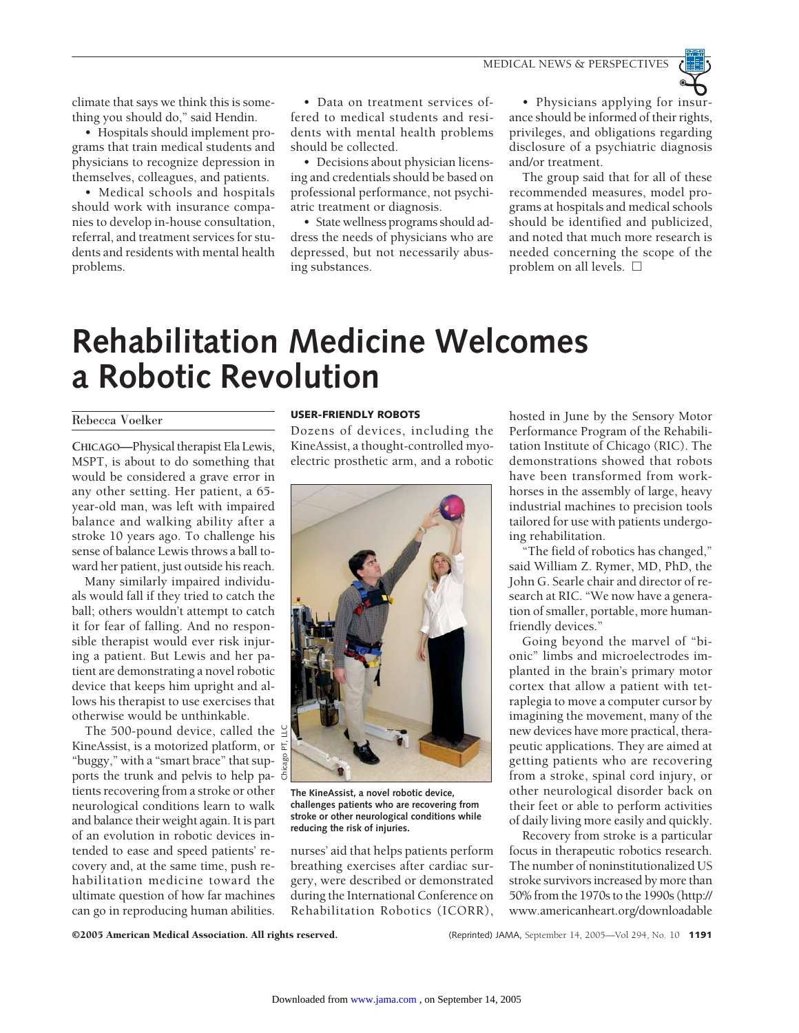climate that says we think this is something you should do," said Hendin.

- Hospitals should implement programs that train medical students and physicians to recognize depression in themselves, colleagues, and patients.
- Medical schools and hospitals should work with insurance companies to develop in-house consultation, referral, and treatment services for students and residents with mental health problems.
- Data on treatment services offered to medical students and residents with mental health problems should be collected.
- Decisions about physician licensing and credentials should be based on professional performance, not psychiatric treatment or diagnosis.
- State wellness programs should address the needs of physicians who are depressed, but not necessarily abusing substances.
- Physicians applying for insurance should be informed of their rights, privileges, and obligations regarding disclosure of a psychiatric diagnosis and/or treatment.

The group said that for all of these recommended measures, model programs at hospitals and medical schools should be identified and publicized, and noted that much more research is needed concerning the scope of the problem on all levels. □

# Rehabilitation Medicine Welcomes a Robotic Revolution

Rebecca Voelker

CHICAGO—Physical therapist Ela Lewis, MSPT, is about to do something that would be considered a grave error in any other setting. Her patient, a 65-year-old man, was left with impaired balance and walking ability after a stroke 10 years ago. To challenge his sense of balance Lewis throws a ball toward her patient, just outside his reach.

Many similarly impaired individuals would fall if they tried to catch the ball; others wouldn't attempt to catch it for fear of falling. And no responsible therapist would ever risk injuring a patient. But Lewis and her patient are demonstrating a novel robotic device that keeps him upright and allows his therapist to use exercises that otherwise would be unthinkable.

The 500-pound device, called the KineAssist, is a motorized platform, or "buggy," with a "smart brace" that supports the trunk and pelvis to help patients recovering from a stroke or other neurological conditions learn to walk and balance their weight again. It is part of an evolution in robotic devices intended to ease and speed patients' recovery and, at the same time, push rehabilitation medicine toward the ultimate question of how far machines can go in reproducing human abilities.

## USER-FRIENDLY ROBOTS

Dozens of devices, including the KineAssist, a thought-controlled myoelectric prosthetic arm, and a robotic nurses' aid that helps patients perform breathing exercises after cardiac surgery, were described or demonstrated during the International Conference on Rehabilitation Robotics (ICORR), hosted in June by the Sensory Motor Performance Program of the Rehabilitation Institute of Chicago (RIC). The demonstrations showed that robots have been transformed from workhorses in the assembly of large, heavy industrial machines to precision tools tailored for use with patients undergoing rehabilitation.

Chicago PT, LLC

The KineAssist, a novel robotic device, challenges patients who are recovering from stroke or other neurological conditions while reducing the risk of injuries.

"The field of robotics has changed," said William Z. Rymer, MD, PhD, the John G. Searle chair and director of research at RIC. "We now have a generation of smaller, portable, more human-friendly devices."

Going beyond the marvel of "bionic" limbs and microelectrodes implanted in the brain's primary motor cortex that allow a patient with tetraplegia to move a computer cursor by imagining the movement, many of the new devices have more practical, therapeutic applications. They are aimed at getting patients who are recovering from a stroke, spinal cord injury, or other neurological disorder back on their feet or able to perform activities of daily living more easily and quickly.

Recovery from stroke is a particular focus in therapeutic robotics research. The number of noninstitutionalized US stroke survivors increased by more than 50% from the 1970s to the 1990s (http://www.americanheart.org/downloadable